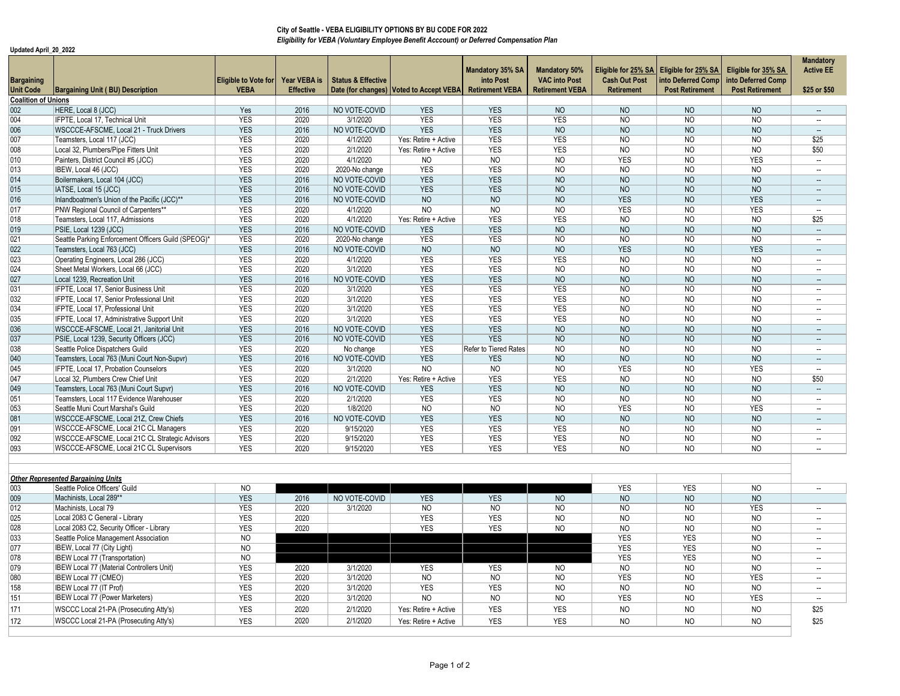**City of Seattle - VEBA ELIGIBILITY OPTIONS BY BU CODE FOR 2022**

***Eligibility for VEBA (Voluntary Employee Benefit Acccount) or Deferred Compensation Plan***

**Updated April_20_2022**

| Bargaining Unit Code | Bargaining Unit ( BU) Description | Eligible to Vote for VEBA | Year VEBA is Effective | Status & Effective Date (for changes) | Voted to Accept VEBA | Mandatory 35% SA into Post Retirement VEBA | Mandatory 50% VAC into Post Retirement VEBA | Eligible for 25% SA Cash Out Post Retirement | Eligible for 25% SA into Deferred Comp Post Retirement | Eligible for 35% SA into Deferred Comp Post Retirement | Mandatory Active EE $25 or $50 |
|---|---|---|---|---|---|---|---|---|---|---|---|
| **Coalition of Unions** | | | | | | | | | | | |
| 002 | HERE, Local 8 (JCC) | Yes | 2016 | NO VOTE-COVID | YES | YES | NO | NO | NO | NO | -- |
| 004 | IFPTE, Local 17, Technical Unit | YES | 2020 | 3/1/2020 | YES | YES | YES | NO | NO | NO | -- |
| 006 | WSCCCE-AFSCME, Local 21 - Truck Drivers | YES | 2016 | NO VOTE-COVID | YES | YES | NO | NO | NO | NO | -- |
| 007 | Teamsters, Local 117 (JCC) | YES | 2020 | 4/1/2020 | Yes: Retire + Active | YES | YES | NO | NO | NO | $25 |
| 008 | Local 32, Plumbers/Pipe Fitters Unit | YES | 2020 | 2/1/2020 | Yes: Retire + Active | YES | YES | NO | NO | NO | $50 |
| 010 | Painters, District Council #5 (JCC) | YES | 2020 | 4/1/2020 | NO | NO | NO | YES | NO | YES | -- |
| 013 | IBEW, Local 46 (JCC) | YES | 2020 | 2020-No change | YES | YES | NO | NO | NO | NO | -- |
| 014 | Boilermakers, Local 104 (JCC) | YES | 2016 | NO VOTE-COVID | YES | YES | NO | NO | NO | NO | -- |
| 015 | IATSE, Local 15 (JCC) | YES | 2016 | NO VOTE-COVID | YES | YES | NO | NO | NO | NO | -- |
| 016 | Inlandboatmen's Union of the Pacific (JCC)** | YES | 2016 | NO VOTE-COVID | NO | NO | NO | YES | NO | YES | -- |
| 017 | PNW Regional Council of Carpenters** | YES | 2020 | 4/1/2020 | NO | NO | NO | YES | NO | YES | -- |
| 018 | Teamsters, Local 117, Admissions | YES | 2020 | 4/1/2020 | Yes: Retire + Active | YES | YES | NO | NO | NO | $25 |
| 019 | PSIE, Local 1239 (JCC) | YES | 2016 | NO VOTE-COVID | YES | YES | NO | NO | NO | NO | -- |
| 021 | Seattle Parking Enforcement Officers Guild (SPEOG)* | YES | 2020 | 2020-No change | YES | YES | NO | NO | NO | NO | -- |
| 022 | Teamsters, Local 763 (JCC) | YES | 2016 | NO VOTE-COVID | NO | NO | NO | YES | NO | YES | -- |
| 023 | Operating Engineers, Local 286 (JCC) | YES | 2020 | 4/1/2020 | YES | YES | YES | NO | NO | NO | -- |
| 024 | Sheet Metal Workers, Local 66 (JCC) | YES | 2020 | 3/1/2020 | YES | YES | NO | NO | NO | NO | -- |
| 027 | Local 1239, Recreation Unit | YES | 2016 | NO VOTE-COVID | YES | YES | NO | NO | NO | NO | -- |
| 031 | IFPTE, Local 17, Senior Business Unit | YES | 2020 | 3/1/2020 | YES | YES | YES | NO | NO | NO | -- |
| 032 | IFPTE, Local 17, Senior Professional Unit | YES | 2020 | 3/1/2020 | YES | YES | YES | NO | NO | NO | -- |
| 034 | IFPTE, Local 17, Professional Unit | YES | 2020 | 3/1/2020 | YES | YES | YES | NO | NO | NO | -- |
| 035 | IFPTE, Local 17, Administrative Support Unit | YES | 2020 | 3/1/2020 | YES | YES | YES | NO | NO | NO | -- |
| 036 | WSCCCE-AFSCME, Local 21, Janitorial Unit | YES | 2016 | NO VOTE-COVID | YES | YES | NO | NO | NO | NO | -- |
| 037 | PSIE, Local 1239, Security Officers (JCC) | YES | 2016 | NO VOTE-COVID | YES | YES | NO | NO | NO | NO | -- |
| 038 | Seattle Police Dispatchers Guild | YES | 2020 | No change | YES | Refer to Tiered Rates | NO | NO | NO | NO | -- |
| 040 | Teamsters, Local 763 (Muni Court Non-Supvr) | YES | 2016 | NO VOTE-COVID | YES | YES | NO | NO | NO | NO | -- |
| 045 | IFPTE, Local 17, Probation Counselors | YES | 2020 | 3/1/2020 | NO | NO | NO | YES | NO | YES | -- |
| 047 | Local 32, Plumbers Crew Chief Unit | YES | 2020 | 2/1/2020 | Yes: Retire + Active | YES | YES | NO | NO | NO | $50 |
| 049 | Teamsters, Local 763 (Muni Court Supvr) | YES | 2016 | NO VOTE-COVID | YES | YES | NO | NO | NO | NO | -- |
| 051 | Teamsters, Local 117 Evidence Warehouser | YES | 2020 | 2/1/2020 | YES | YES | NO | NO | NO | NO | -- |
| 053 | Seattle Muni Court Marshal's Guild | YES | 2020 | 1/8/2020 | NO | NO | NO | YES | NO | YES | -- |
| 081 | WSCCCE-AFSCME, Local 21Z, Crew Chiefs | YES | 2016 | NO VOTE-COVID | YES | YES | NO | NO | NO | NO | -- |
| 091 | WSCCCE-AFSCME, Local 21C CL Managers | YES | 2020 | 9/15/2020 | YES | YES | YES | NO | NO | NO | -- |
| 092 | WSCCCE-AFSCME, Local 21C CL Strategic Advisors | YES | 2020 | 9/15/2020 | YES | YES | YES | NO | NO | NO | -- |
| 093 | WSCCCE-AFSCME, Local 21C CL Supervisors | YES | 2020 | 9/15/2020 | YES | YES | YES | NO | NO | NO | -- |
| ***Other Represented Bargaining Units*** | | | | | | | | | | | |
| 003 | Seattle Police Officers' Guild | NO | | | | | | YES | YES | NO | -- |
| 009 | Machinists, Local 289** | YES | 2016 | NO VOTE-COVID | YES | YES | NO | NO | NO | NO | |
| 012 | Machinists, Local 79 | YES | 2020 | 3/1/2020 | NO | NO | NO | NO | NO | YES | -- |
| 025 | Local 2083 C General - Library | YES | 2020 | | YES | YES | NO | NO | NO | NO | -- |
| 028 | Local 2083 C2, Security Officer - Library | YES | 2020 | | YES | YES | NO | NO | NO | NO | -- |
| 033 | Seattle Police Management Association | NO | | | | | | YES | YES | NO | -- |
| 077 | IBEW, Local 77 (City Light) | NO | | | | | | YES | YES | NO | -- |
| 078 | IBEW Local 77 (Transportation) | NO | | | | | | YES | YES | NO | -- |
| 079 | IBEW Local 77 (Material Controllers Unit) | YES | 2020 | 3/1/2020 | YES | YES | NO | NO | NO | NO | -- |
| 080 | IBEW Local 77 (CMEO) | YES | 2020 | 3/1/2020 | NO | NO | NO | YES | NO | YES | -- |
| 158 | IBEW Local 77 (IT Prof) | YES | 2020 | 3/1/2020 | YES | YES | NO | NO | NO | NO | -- |
| 151 | IBEW Local 77 (Power Marketers) | YES | 2020 | 3/1/2020 | NO | NO | NO | YES | NO | YES | -- |
| 171 | WSCCC Local 21-PA (Prosecuting Atty's) | YES | 2020 | 2/1/2020 | Yes: Retire + Active | YES | YES | NO | NO | NO | $25 |
| 172 | WSCCC Local 21-PA (Prosecuting Atty's) | YES | 2020 | 2/1/2020 | Yes: Retire + Active | YES | YES | NO | NO | NO | $25 |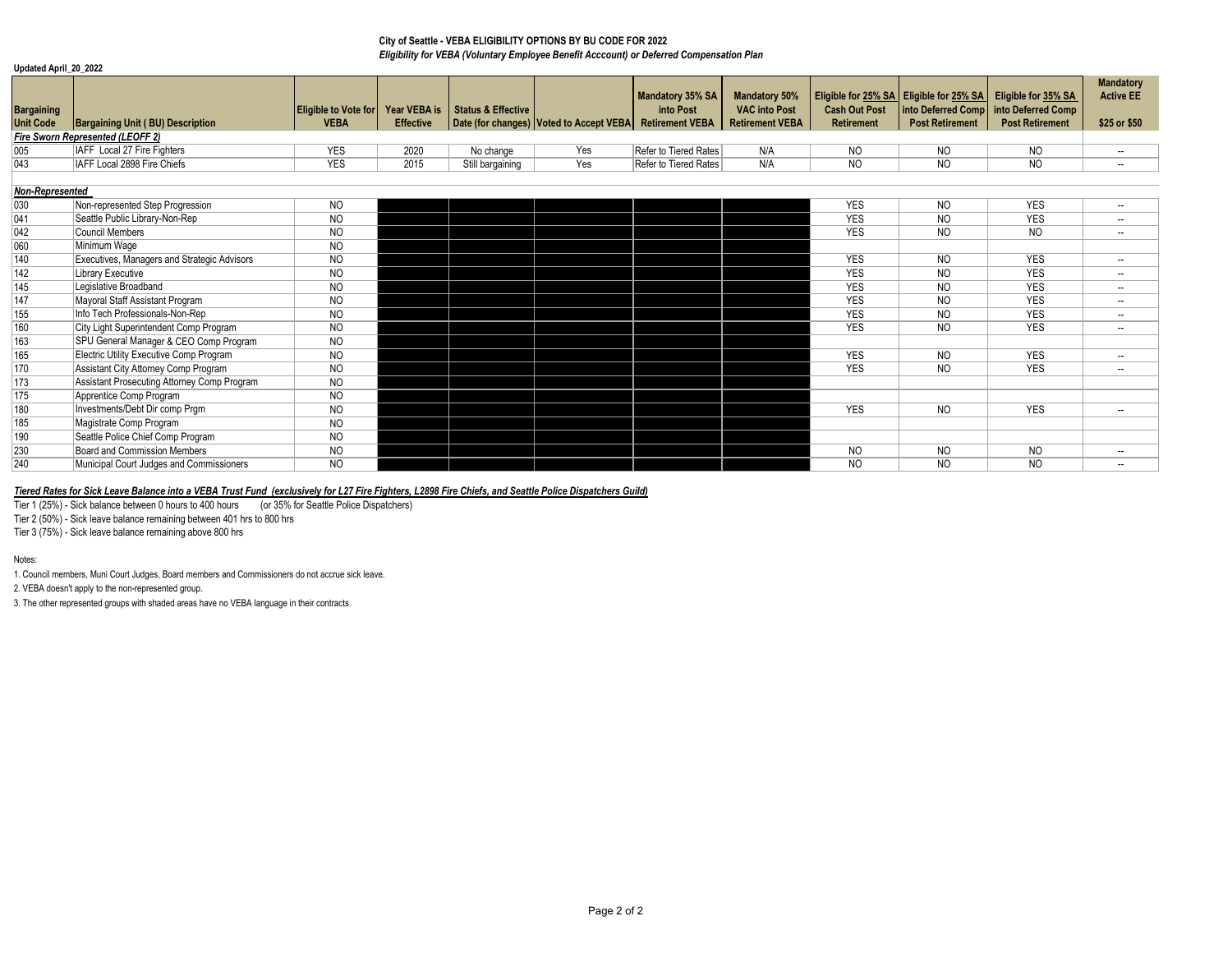**City of Seattle - VEBA ELIGIBILITY OPTIONS BY BU CODE FOR 2022**

***Eligibility for VEBA (Voluntary Employee Benefit Acccount) or Deferred Compensation Plan***

**Updated April_20_2022**

| Bargaining Unit Code | Bargaining Unit ( BU) Description | Eligible to Vote for VEBA | Year VEBA is Effective | Status & Effective Date (for changes) | Voted to Accept VEBA | Mandatory 35% SA into Post Retirement VEBA | Mandatory 50% VAC into Post Retirement VEBA | Eligible for 25% SA Cash Out Post Retirement | Eligible for 25% SA into Deferred Comp Post Retirement | Eligible for 35% SA into Deferred Comp Post Retirement | Mandatory Active EE $25 or $50 |
|---|---|---|---|---|---|---|---|---|---|---|---|
| ***Fire Sworn Represented (LEOFF 2)*** | | | | | | | | | | | |
| 005 | IAFF Local 27 Fire Fighters | YES | 2020 | No change | Yes | Refer to Tiered Rates | N/A | NO | NO | NO | -- |
| 043 | IAFF Local 2898 Fire Chiefs | YES | 2015 | Still bargaining | Yes | Refer to Tiered Rates | N/A | NO | NO | NO | -- |
| ***Non-Represented*** | | | | | | | | | | | |
| 030 | Non-represented Step Progression | NO | | | | | | YES | NO | YES | -- |
| 041 | Seattle Public Library-Non-Rep | NO | | | | | | YES | NO | YES | -- |
| 042 | Council Members | NO | | | | | | YES | NO | NO | -- |
| 060 | Minimum Wage | NO | | | | | | | | | |
| 140 | Executives, Managers and Strategic Advisors | NO | | | | | | YES | NO | YES | -- |
| 142 | Library Executive | NO | | | | | | YES | NO | YES | -- |
| 145 | Legislative Broadband | NO | | | | | | YES | NO | YES | -- |
| 147 | Mayoral Staff Assistant Program | NO | | | | | | YES | NO | YES | -- |
| 155 | Info Tech Professionals-Non-Rep | NO | | | | | | YES | NO | YES | -- |
| 160 | City Light Superintendent Comp Program | NO | | | | | | YES | NO | YES | -- |
| 163 | SPU General Manager & CEO Comp Program | NO | | | | | | | | | |
| 165 | Electric Utility Executive Comp Program | NO | | | | | | YES | NO | YES | -- |
| 170 | Assistant City Attorney Comp Program | NO | | | | | | YES | NO | YES | -- |
| 173 | Assistant Prosecuting Attorney Comp Program | NO | | | | | | | | | |
| 175 | Apprentice Comp Program | NO | | | | | | | | | |
| 180 | Investments/Debt Dir comp Prgm | NO | | | | | | YES | NO | YES | -- |
| 185 | Magistrate Comp Program | NO | | | | | | | | | |
| 190 | Seattle Police Chief Comp Program | NO | | | | | | | | | |
| 230 | Board and Commission Members | NO | | | | | | NO | NO | NO | -- |
| 240 | Municipal Court Judges and Commissioners | NO | | | | | | NO | NO | NO | -- |

***Tiered Rates for Sick Leave Balance into a VEBA Trust Fund (exclusively for L27 Fire Fighters, L2898 Fire Chiefs, and Seattle Police Dispatchers Guild)***

Tier 1 (25%) - Sick balance between 0 hours to 400 hours (or 35% for Seattle Police Dispatchers)

Tier 2 (50%) - Sick leave balance remaining between 401 hrs to 800 hrs

Tier 3 (75%) - Sick leave balance remaining above 800 hrs

Notes:

1. Council members, Muni Court Judges, Board members and Commissioners do not accrue sick leave.
2. VEBA doesn't apply to the non-represented group.
3. The other represented groups with shaded areas have no VEBA language in their contracts.